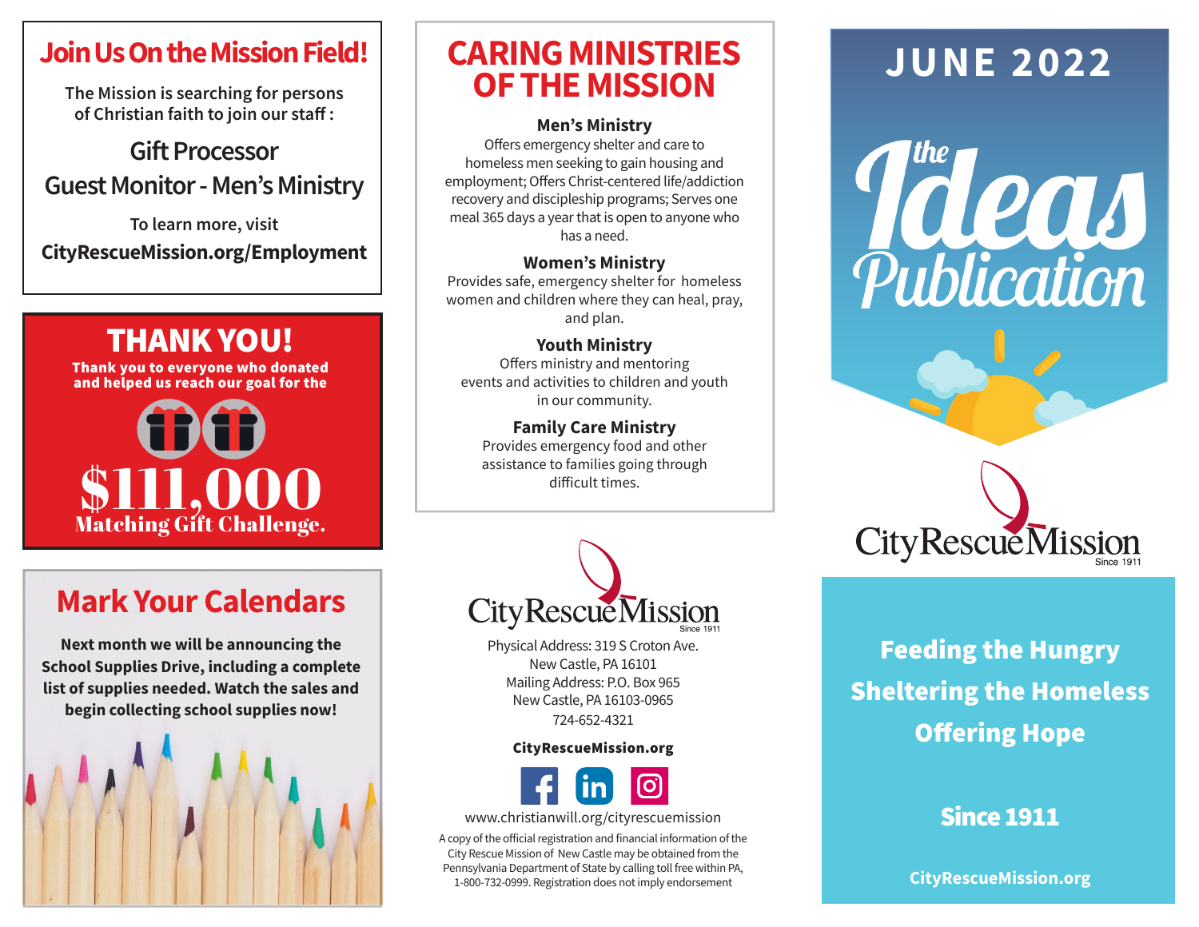## Join Us On the Mission Field!

The Mission is searching for persons of Christian faith to join our staff :

**Gift Processor**

**Guest Monitor - Men's Ministry**

To learn more, visit

**CityRescueMission.org/Employment**

## THANK YOU!

**Thank you to everyone who donated and helped us reach our goal for the**

# $111,000

**Matching Gift Challenge.**

## Mark Your Calendars

**Next month we will be announcing the School Supplies Drive, including a complete list of supplies needed. Watch the sales and begin collecting school supplies now!**

## CARING MINISTRIES OF THE MISSION

### Men's Ministry

Offers emergency shelter and care to homeless men seeking to gain housing and employment; Offers Christ-centered life/addiction recovery and discipleship programs; Serves one meal 365 days a year that is open to anyone who has a need.

### Women's Ministry

Provides safe, emergency shelter for homeless women and children where they can heal, pray, and plan.

### Youth Ministry

Offers ministry and mentoring events and activities to children and youth in our community.

### Family Care Ministry

Provides emergency food and other assistance to families going through difficult times.

City Rescue Mission
Since 1911

Physical Address: 319 S Croton Ave.
New Castle, PA 16101
Mailing Address: P.O. Box 965
New Castle, PA 16103-0965
724-652-4321

**CityRescueMission.org**

www.christianwill.org/cityrescuemission

A copy of the official registration and financial information of the City Rescue Mission of New Castle may be obtained from the Pennsylvania Department of State by calling toll free within PA, 1-800-732-0999. Registration does not imply endorsement

# JUNE 2022

# the Ideas Publication

City Rescue Mission
Since 1911

**Feeding the Hungry**

**Sheltering the Homeless**

**Offering Hope**

**Since 1911**

**CityRescueMission.org**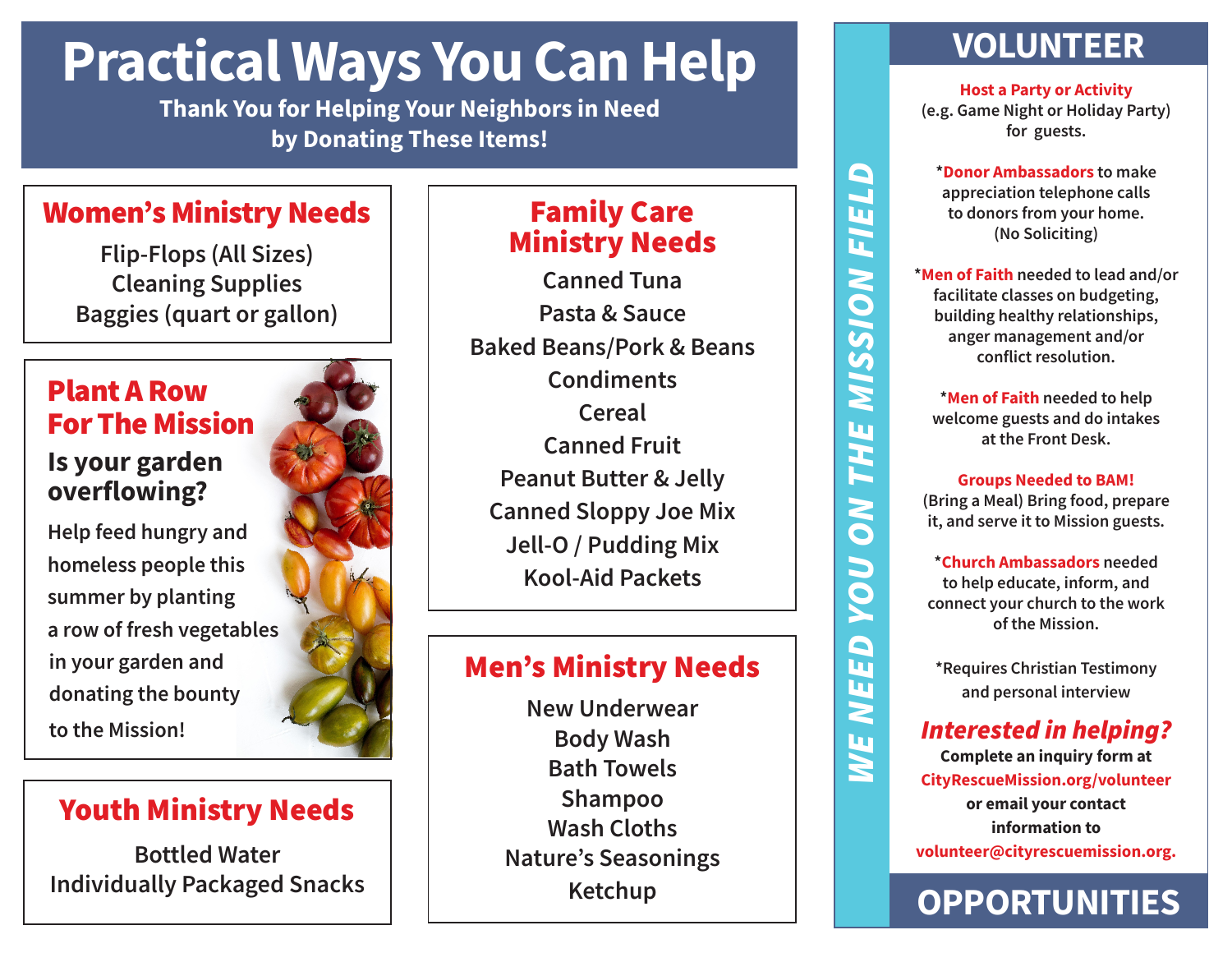# Practical Ways You Can Help

**Thank You for Helping Your Neighbors in Need by Donating These Items!**

## Women's Ministry Needs

Flip-Flops (All Sizes)
Cleaning Supplies
Baggies (quart or gallon)

## Plant A Row For The Mission

### Is your garden overflowing?

Help feed hungry and homeless people this summer by planting a row of fresh vegetables in your garden and donating the bounty to the Mission!

## Youth Ministry Needs

Bottled Water
Individually Packaged Snacks

## Family Care Ministry Needs

Canned Tuna
Pasta & Sauce
Baked Beans/Pork & Beans
Condiments
Cereal
Canned Fruit
Peanut Butter & Jelly
Canned Sloppy Joe Mix
Jell-O / Pudding Mix
Kool-Aid Packets

## Men's Ministry Needs

New Underwear
Body Wash
Bath Towels
Shampoo
Wash Cloths
Nature's Seasonings
Ketchup

*WE NEED YOU ON THE MISSION FIELD*

## VOLUNTEER

**Host a Party or Activity** (e.g. Game Night or Holiday Party) for guests.

***Donor Ambassadors** to make appreciation telephone calls to donors from your home. (No Soliciting)

***Men of Faith** needed to lead and/or facilitate classes on budgeting, building healthy relationships, anger management and/or conflict resolution.

***Men of Faith** needed to help welcome guests and do intakes at the Front Desk.

**Groups Needed to BAM!** (Bring a Meal) Bring food, prepare it, and serve it to Mission guests.

***Church Ambassadors** needed to help educate, inform, and connect your church to the work of the Mission.

*Requires Christian Testimony and personal interview

***Interested in helping?***

**Complete an inquiry form at CityRescueMission.org/volunteer or email your contact information to volunteer@cityrescuemission.org.**

## OPPORTUNITIES